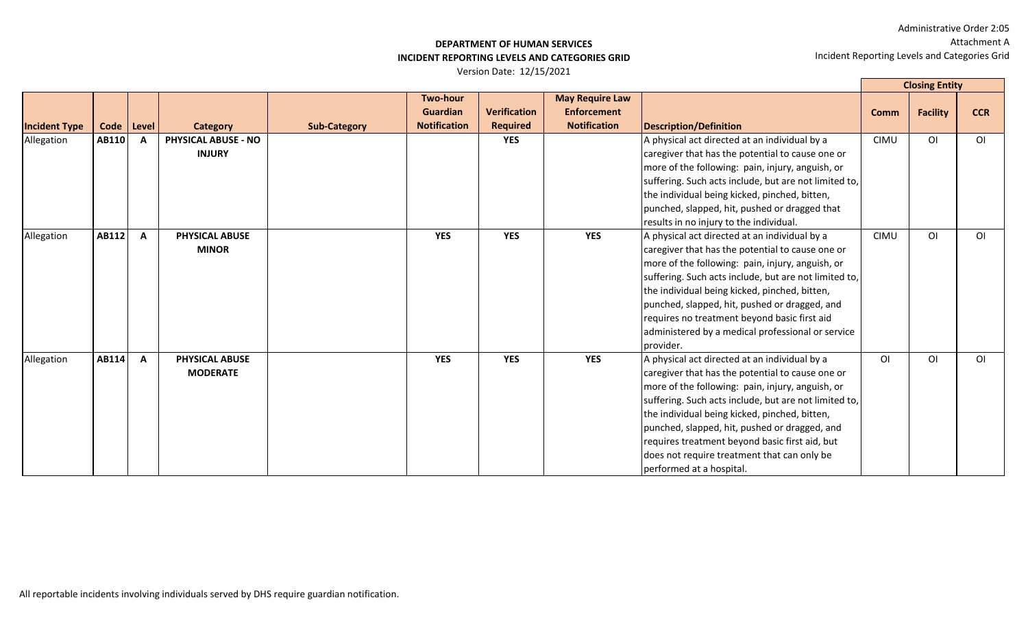Administrative Order 2:05
Attachment A
Incident Reporting Levels and Categories Grid

## DEPARTMENT OF HUMAN SERVICES
## INCIDENT REPORTING LEVELS AND CATEGORIES GRID

Version Date: 12/15/2021

| | | | | | | | | | Closing Entity | | |
|---|---|---|---|---|---|---|---|---|---|---|---|
| **Incident Type** | **Code** | **Level** | **Category** | **Sub-Category** | **Two-hour Guardian Notification** | **Verification Required** | **May Require Law Enforcement Notification** | **Description/Definition** | **Comm** | **Facility** | **CCR** |
| Allegation | **AB110** | **A** | **PHYSICAL ABUSE - NO INJURY** | | | **YES** | | A physical act directed at an individual by a caregiver that has the potential to cause one or more of the following: pain, injury, anguish, or suffering. Such acts include, but are not limited to, the individual being kicked, pinched, bitten, punched, slapped, hit, pushed or dragged that results in no injury to the individual. | CIMU | OI | OI |
| Allegation | **AB112** | **A** | **PHYSICAL ABUSE MINOR** | | **YES** | **YES** | **YES** | A physical act directed at an individual by a caregiver that has the potential to cause one or more of the following: pain, injury, anguish, or suffering. Such acts include, but are not limited to, the individual being kicked, pinched, bitten, punched, slapped, hit, pushed or dragged, and requires no treatment beyond basic first aid administered by a medical professional or service provider. | CIMU | OI | OI |
| Allegation | **AB114** | **A** | **PHYSICAL ABUSE MODERATE** | | **YES** | **YES** | **YES** | A physical act directed at an individual by a caregiver that has the potential to cause one or more of the following: pain, injury, anguish, or suffering. Such acts include, but are not limited to, the individual being kicked, pinched, bitten, punched, slapped, hit, pushed or dragged, and requires treatment beyond basic first aid, but does not require treatment that can only be performed at a hospital. | OI | OI | OI |

All reportable incidents involving individuals served by DHS require guardian notification.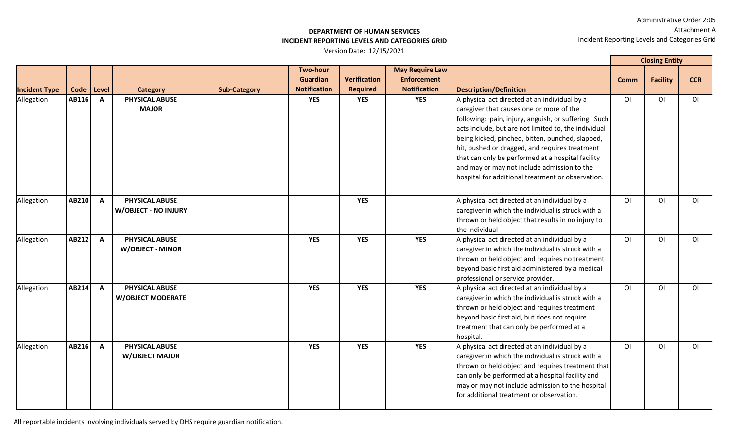Administrative Order 2:05
Attachment A
Incident Reporting Levels and Categories Grid

**DEPARTMENT OF HUMAN SERVICES**
**INCIDENT REPORTING LEVELS AND CATEGORIES GRID**
Version Date: 12/15/2021

| Incident Type | Code | Level | Category | Sub-Category | Two-hour Guardian Notification | Verification Required | May Require Law Enforcement Notification | Description/Definition | Closing Entity | | |
|---|---|---|---|---|---|---|---|---|---|---|---|
| | | | | | | | | | Comm | Facility | CCR |
| Allegation | AB116 | A | PHYSICAL ABUSE MAJOR | | YES | YES | YES | A physical act directed at an individual by a caregiver that causes one or more of the following: pain, injury, anguish, or suffering. Such acts include, but are not limited to, the individual being kicked, pinched, bitten, punched, slapped, hit, pushed or dragged, and requires treatment that can only be performed at a hospital facility and may or may not include admission to the hospital for additional treatment or observation. | OI | OI | OI |
| Allegation | AB210 | A | PHYSICAL ABUSE W/OBJECT - NO INJURY | | | YES | | A physical act directed at an individual by a caregiver in which the individual is struck with a thrown or held object that results in no injury to the individual | OI | OI | OI |
| Allegation | AB212 | A | PHYSICAL ABUSE W/OBJECT - MINOR | | YES | YES | YES | A physical act directed at an individual by a caregiver in which the individual is struck with a thrown or held object and requires no treatment beyond basic first aid administered by a medical professional or service provider. | OI | OI | OI |
| Allegation | AB214 | A | PHYSICAL ABUSE W/OBJECT MODERATE | | YES | YES | YES | A physical act directed at an individual by a caregiver in which the individual is struck with a thrown or held object and requires treatment beyond basic first aid, but does not require treatment that can only be performed at a hospital. | OI | OI | OI |
| Allegation | AB216 | A | PHYSICAL ABUSE W/OBJECT MAJOR | | YES | YES | YES | A physical act directed at an individual by a caregiver in which the individual is struck with a thrown or held object and requires treatment that can only be performed at a hospital facility and may or may not include admission to the hospital for additional treatment or observation. | OI | OI | OI |

All reportable incidents involving individuals served by DHS require guardian notification.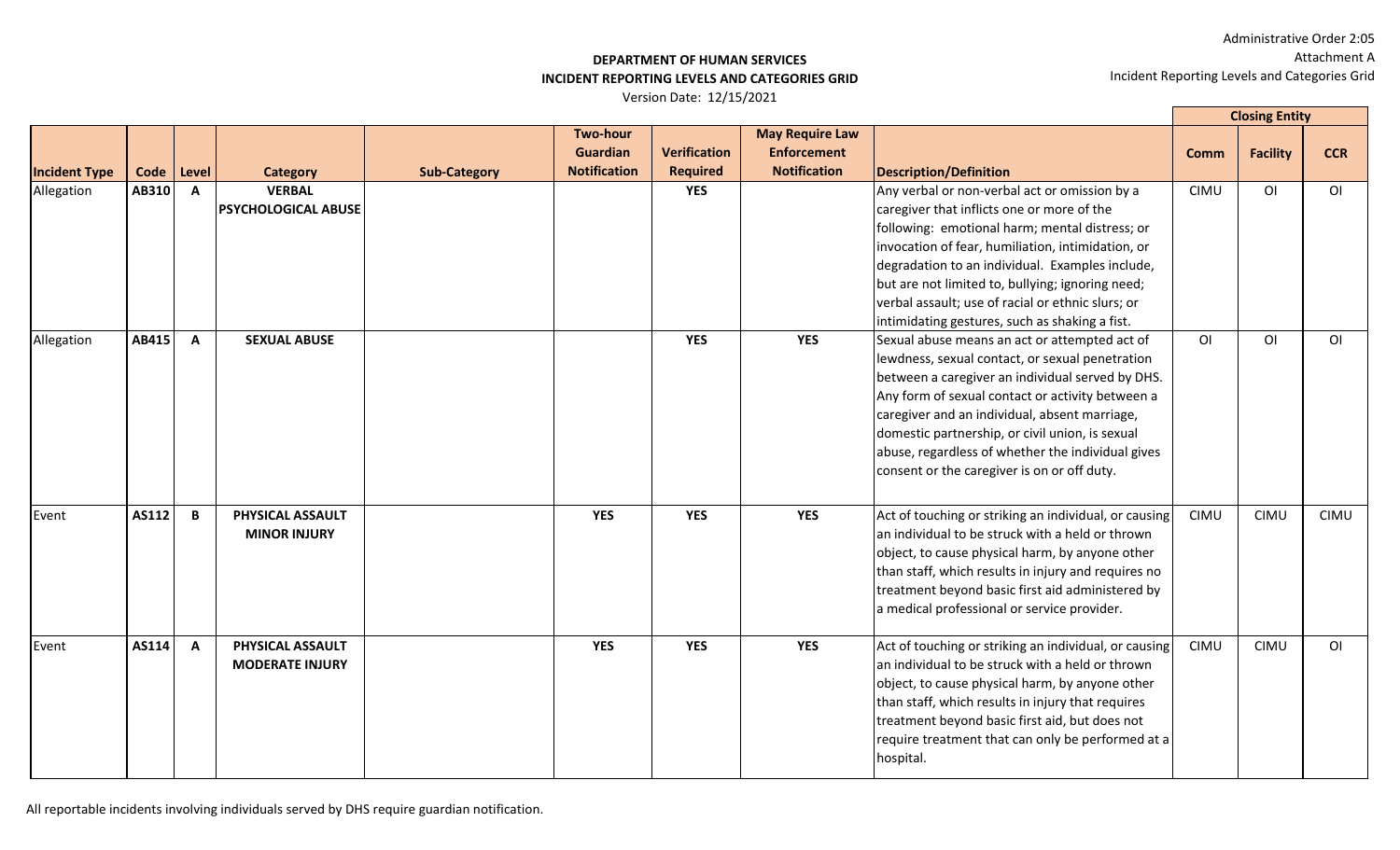Administrative Order 2:05
Attachment A
Incident Reporting Levels and Categories Grid

**DEPARTMENT OF HUMAN SERVICES**
**INCIDENT REPORTING LEVELS AND CATEGORIES GRID**
Version Date: 12/15/2021

| | | | | | | | | | Closing Entity | | |
|---|---|---|---|---|---|---|---|---|---|---|---|
| **Incident Type** | **Code** | **Level** | **Category** | **Sub-Category** | **Two-hour Guardian Notification** | **Verification Required** | **May Require Law Enforcement Notification** | **Description/Definition** | **Comm** | **Facility** | **CCR** |
| Allegation | **AB310** | **A** | **VERBAL PSYCHOLOGICAL ABUSE** | | | **YES** | | Any verbal or non-verbal act or omission by a caregiver that inflicts one or more of the following: emotional harm; mental distress; or invocation of fear, humiliation, intimidation, or degradation to an individual. Examples include, but are not limited to, bullying; ignoring need; verbal assault; use of racial or ethnic slurs; or intimidating gestures, such as shaking a fist. | CIMU | OI | OI |
| Allegation | **AB415** | **A** | **SEXUAL ABUSE** | | | **YES** | **YES** | Sexual abuse means an act or attempted act of lewdness, sexual contact, or sexual penetration between a caregiver an individual served by DHS. Any form of sexual contact or activity between a caregiver and an individual, absent marriage, domestic partnership, or civil union, is sexual abuse, regardless of whether the individual gives consent or the caregiver is on or off duty. | OI | OI | OI |
| Event | **AS112** | **B** | **PHYSICAL ASSAULT MINOR INJURY** | | **YES** | **YES** | **YES** | Act of touching or striking an individual, or causing an individual to be struck with a held or thrown object, to cause physical harm, by anyone other than staff, which results in injury and requires no treatment beyond basic first aid administered by a medical professional or service provider. | CIMU | CIMU | CIMU |
| Event | **AS114** | **A** | **PHYSICAL ASSAULT MODERATE INJURY** | | **YES** | **YES** | **YES** | Act of touching or striking an individual, or causing an individual to be struck with a held or thrown object, to cause physical harm, by anyone other than staff, which results in injury that requires treatment beyond basic first aid, but does not require treatment that can only be performed at a hospital. | CIMU | CIMU | OI |

All reportable incidents involving individuals served by DHS require guardian notification.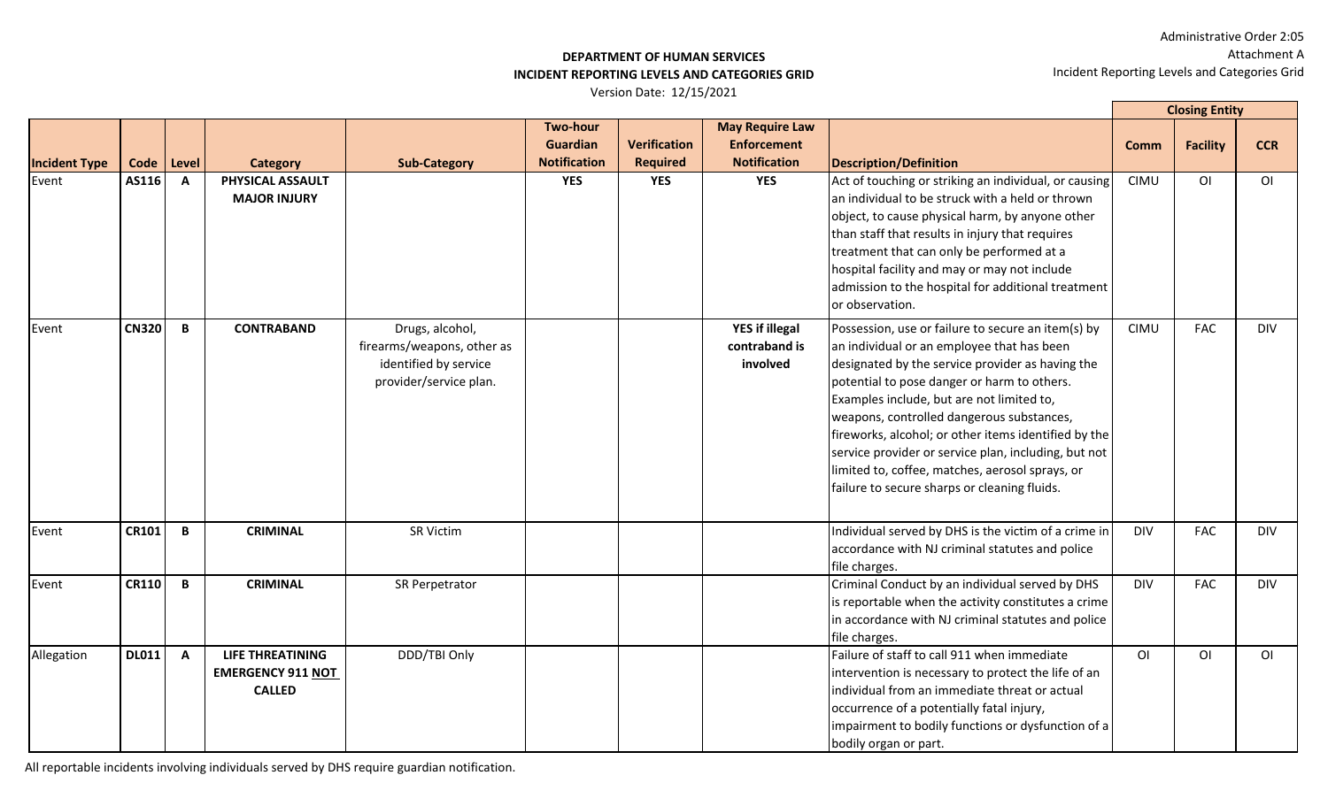**DEPARTMENT OF HUMAN SERVICES**
**INCIDENT REPORTING LEVELS AND CATEGORIES GRID**
Version Date: 12/15/2021

Administrative Order 2:05
Attachment A
Incident Reporting Levels and Categories Grid

| | | | | | | | | | Closing Entity | | |
|---|---|---|---|---|---|---|---|---|---|---|---|
| **Incident Type** | **Code** | **Level** | **Category** | **Sub-Category** | **Two-hour Guardian Notification** | **Verification Required** | **May Require Law Enforcement Notification** | **Description/Definition** | **Comm** | **Facility** | **CCR** |
| Event | **AS116** | **A** | **PHYSICAL ASSAULT MAJOR INJURY** | | **YES** | **YES** | **YES** | Act of touching or striking an individual, or causing an individual to be struck with a held or thrown object, to cause physical harm, by anyone other than staff that results in injury that requires treatment that can only be performed at a hospital facility and may or may not include admission to the hospital for additional treatment or observation. | CIMU | OI | OI |
| Event | **CN320** | **B** | **CONTRABAND** | Drugs, alcohol, firearms/weapons, other as identified by service provider/service plan. | | | **YES if illegal contraband is involved** | Possession, use or failure to secure an item(s) by an individual or an employee that has been designated by the service provider as having the potential to pose danger or harm to others. Examples include, but are not limited to, weapons, controlled dangerous substances, fireworks, alcohol; or other items identified by the service provider or service plan, including, but not limited to, coffee, matches, aerosol sprays, or failure to secure sharps or cleaning fluids. | CIMU | FAC | DIV |
| Event | **CR101** | **B** | **CRIMINAL** | SR Victim | | | | Individual served by DHS is the victim of a crime in accordance with NJ criminal statutes and police file charges. | DIV | FAC | DIV |
| Event | **CR110** | **B** | **CRIMINAL** | SR Perpetrator | | | | Criminal Conduct by an individual served by DHS is reportable when the activity constitutes a crime in accordance with NJ criminal statutes and police file charges. | DIV | FAC | DIV |
| Allegation | **DL011** | **A** | **LIFE THREATINING EMERGENCY 911 NOT CALLED** | DDD/TBI Only | | | | Failure of staff to call 911 when immediate intervention is necessary to protect the life of an individual from an immediate threat or actual occurrence of a potentially fatal injury, impairment to bodily functions or dysfunction of a bodily organ or part. | OI | OI | OI |

All reportable incidents involving individuals served by DHS require guardian notification.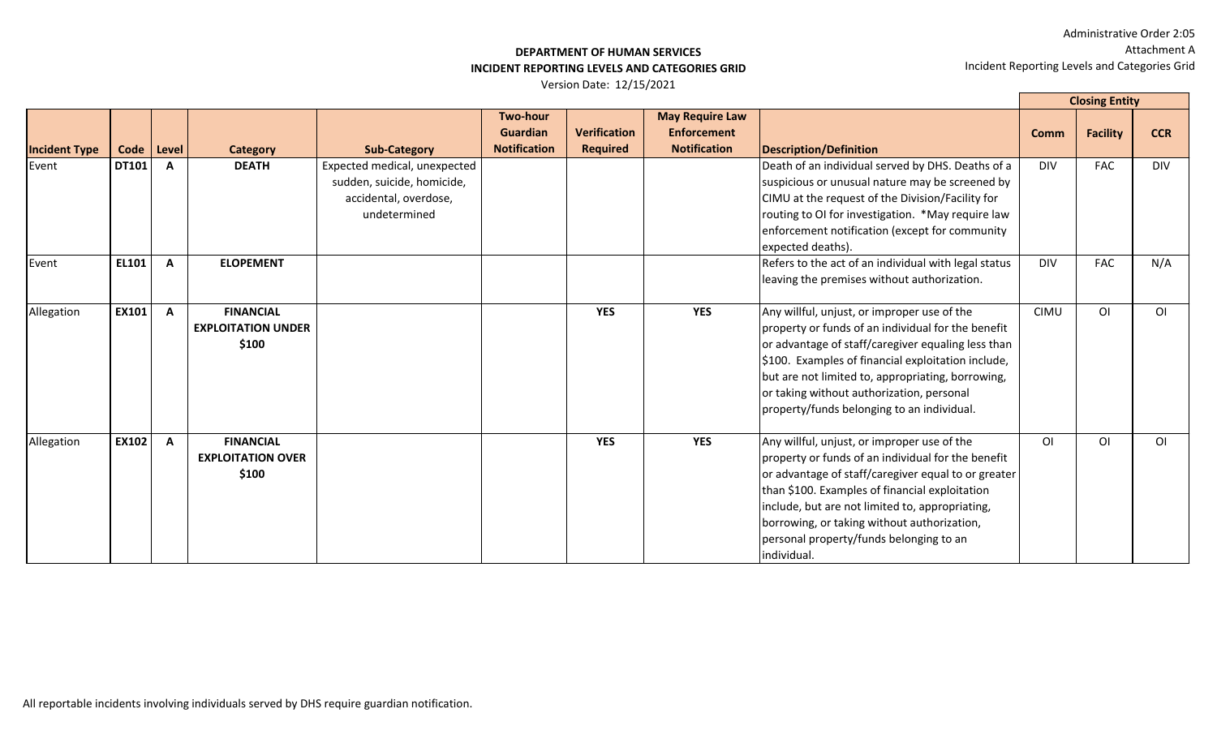Administrative Order 2:05
Attachment A
Incident Reporting Levels and Categories Grid

**DEPARTMENT OF HUMAN SERVICES**
**INCIDENT REPORTING LEVELS AND CATEGORIES GRID**
Version Date: 12/15/2021

| Incident Type | Code | Level | Category | Sub-Category | Two-hour Guardian Notification | Verification Required | May Require Law Enforcement Notification | Description/Definition | Closing Entity | | |
|---|---|---|---|---|---|---|---|---|---|---|---|
| | | | | | | | | | Comm | Facility | CCR |
| Event | **DT101** | **A** | **DEATH** | Expected medical, unexpected sudden, suicide, homicide, accidental, overdose, undetermined | | | | Death of an individual served by DHS. Deaths of a suspicious or unusual nature may be screened by CIMU at the request of the Division/Facility for routing to OI for investigation. *May require law enforcement notification (except for community expected deaths). | DIV | FAC | DIV |
| Event | **EL101** | **A** | **ELOPEMENT** | | | | | Refers to the act of an individual with legal status leaving the premises without authorization. | DIV | FAC | N/A |
| Allegation | **EX101** | **A** | **FINANCIAL EXPLOITATION UNDER $100** | | | **YES** | **YES** | Any willful, unjust, or improper use of the property or funds of an individual for the benefit or advantage of staff/caregiver equaling less than $100. Examples of financial exploitation include, but are not limited to, appropriating, borrowing, or taking without authorization, personal property/funds belonging to an individual. | CIMU | OI | OI |
| Allegation | **EX102** | **A** | **FINANCIAL EXPLOITATION OVER $100** | | | **YES** | **YES** | Any willful, unjust, or improper use of the property or funds of an individual for the benefit or advantage of staff/caregiver equal to or greater than $100. Examples of financial exploitation include, but are not limited to, appropriating, borrowing, or taking without authorization, personal property/funds belonging to an individual. | OI | OI | OI |

All reportable incidents involving individuals served by DHS require guardian notification.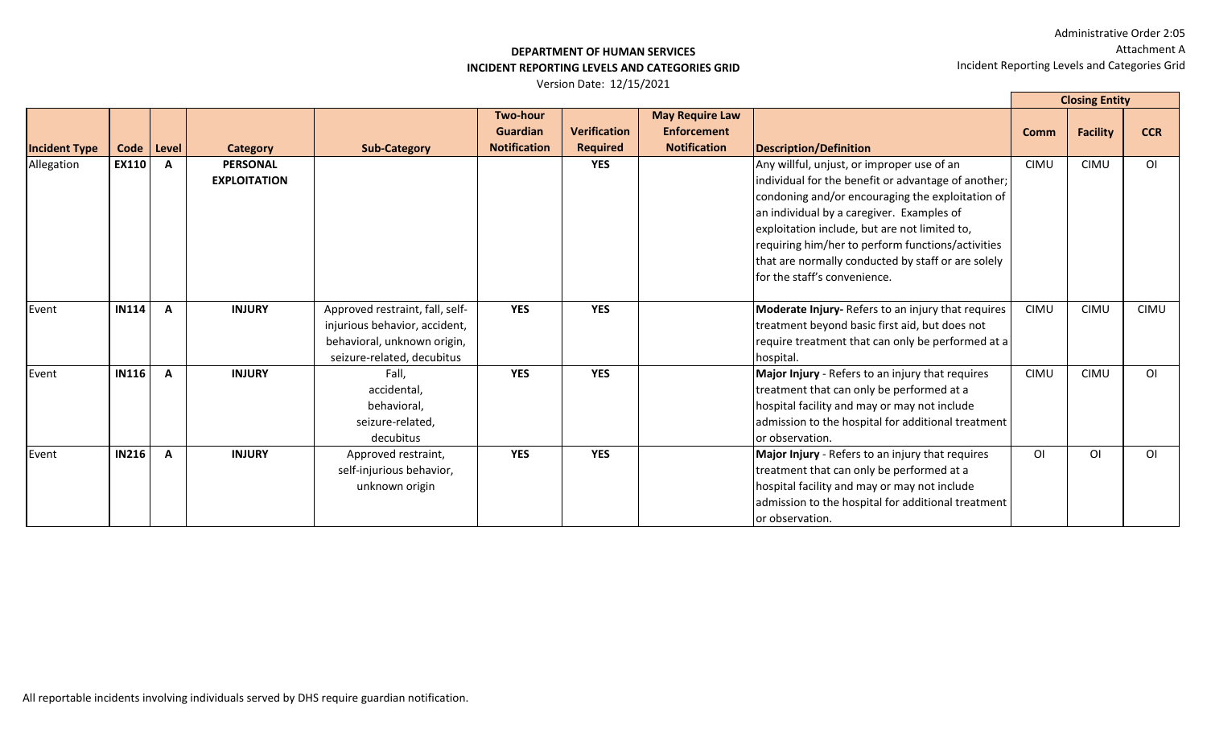Administrative Order 2:05
Attachment A
Incident Reporting Levels and Categories Grid

**DEPARTMENT OF HUMAN SERVICES**
**INCIDENT REPORTING LEVELS AND CATEGORIES GRID**
Version Date: 12/15/2021

| Incident Type | Code | Level | Category | Sub-Category | Two-hour Guardian Notification | Verification Required | May Require Law Enforcement Notification | Description/Definition | Closing Entity | | |
|---|---|---|---|---|---|---|---|---|---|---|---|
| | | | | | | | | | Comm | Facility | CCR |
| Allegation | **EX110** | **A** | **PERSONAL EXPLOITATION** | | | **YES** | | Any willful, unjust, or improper use of an individual for the benefit or advantage of another; condoning and/or encouraging the exploitation of an individual by a caregiver. Examples of exploitation include, but are not limited to, requiring him/her to perform functions/activities that are normally conducted by staff or are solely for the staff's convenience. | CIMU | CIMU | OI |
| Event | **IN114** | **A** | **INJURY** | Approved restraint, fall, self-injurious behavior, accident, behavioral, unknown origin, seizure-related, decubitus | **YES** | **YES** | | **Moderate Injury-** Refers to an injury that requires treatment beyond basic first aid, but does not require treatment that can only be performed at a hospital. | CIMU | CIMU | CIMU |
| Event | **IN116** | **A** | **INJURY** | Fall, accidental, behavioral, seizure-related, decubitus | **YES** | **YES** | | **Major Injury** - Refers to an injury that requires treatment that can only be performed at a hospital facility and may or may not include admission to the hospital for additional treatment or observation. | CIMU | CIMU | OI |
| Event | **IN216** | **A** | **INJURY** | Approved restraint, self-injurious behavior, unknown origin | **YES** | **YES** | | **Major Injury** - Refers to an injury that requires treatment that can only be performed at a hospital facility and may or may not include admission to the hospital for additional treatment or observation. | OI | OI | OI |

All reportable incidents involving individuals served by DHS require guardian notification.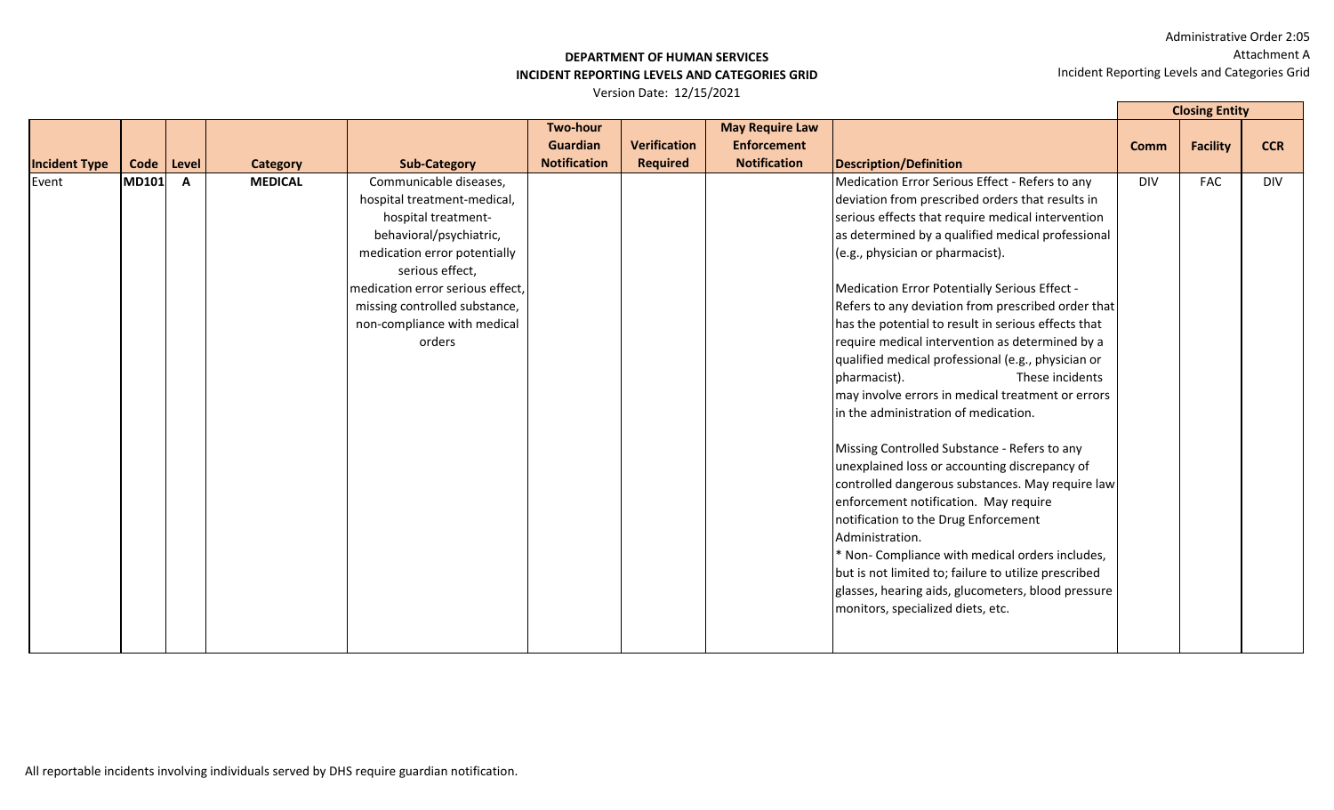Administrative Order 2:05
Attachment A
Incident Reporting Levels and Categories Grid

**DEPARTMENT OF HUMAN SERVICES**
**INCIDENT REPORTING LEVELS AND CATEGORIES GRID**
Version Date: 12/15/2021

| Incident Type | Code | Level | Category | Sub-Category | Two-hour Guardian Notification | Verification Required | May Require Law Enforcement Notification | Description/Definition | Closing Entity | | |
|---|---|---|---|---|---|---|---|---|---|---|---|
| | | | | | | | | | Comm | Facility | CCR |
| Event | **MD101** | **A** | **MEDICAL** | Communicable diseases, hospital treatment-medical, hospital treatment-behavioral/psychiatric, medication error potentially serious effect, medication error serious effect, missing controlled substance, non-compliance with medical orders | | | | Medication Error Serious Effect - Refers to any deviation from prescribed orders that results in serious effects that require medical intervention as determined by a qualified medical professional (e.g., physician or pharmacist).<br><br>Medication Error Potentially Serious Effect - Refers to any deviation from prescribed order that has the potential to result in serious effects that require medical intervention as determined by a qualified medical professional (e.g., physician or pharmacist). These incidents may involve errors in medical treatment or errors in the administration of medication.<br><br>Missing Controlled Substance - Refers to any unexplained loss or accounting discrepancy of controlled dangerous substances. May require law enforcement notification. May require notification to the Drug Enforcement Administration.<br>* Non- Compliance with medical orders includes, but is not limited to; failure to utilize prescribed glasses, hearing aids, glucometers, blood pressure monitors, specialized diets, etc. | DIV | FAC | DIV |

All reportable incidents involving individuals served by DHS require guardian notification.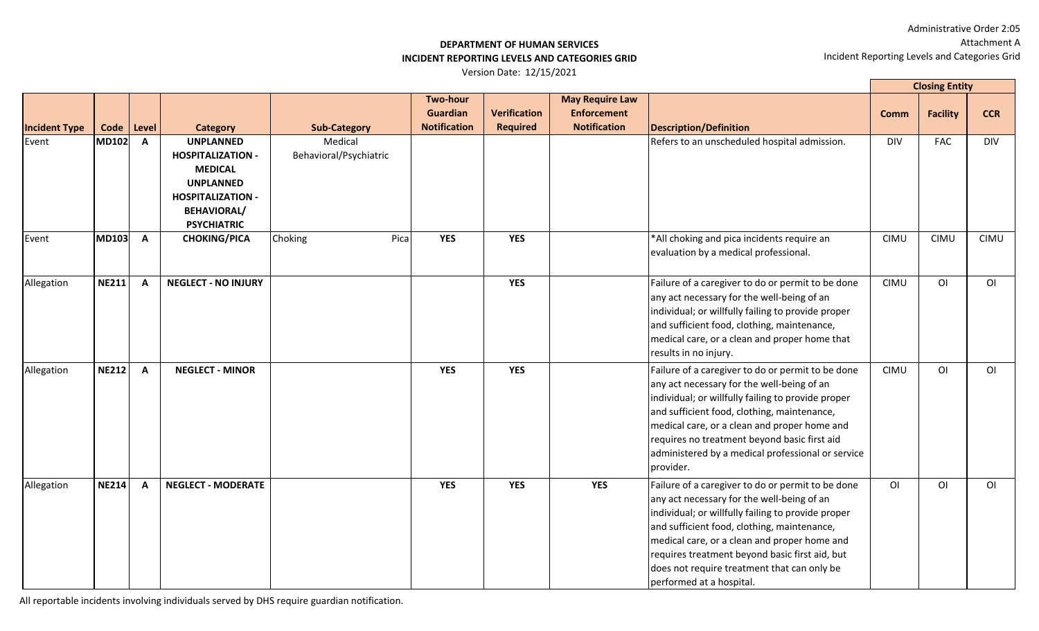Administrative Order 2:05
Attachment A
Incident Reporting Levels and Categories Grid

**DEPARTMENT OF HUMAN SERVICES**
**INCIDENT REPORTING LEVELS AND CATEGORIES GRID**
Version Date: 12/15/2021

| Incident Type | Code | Level | Category | Sub-Category | Two-hour Guardian Notification | Verification Required | May Require Law Enforcement Notification | Description/Definition | Closing Entity | | |
|---|---|---|---|---|---|---|---|---|---|---|---|
| | | | | | | | | | Comm | Facility | CCR |
| Event | **MD102** | **A** | **UNPLANNED HOSPITALIZATION - MEDICAL UNPLANNED HOSPITALIZATION - BEHAVIORAL/ PSYCHIATRIC** | Medical Behavioral/Psychiatric | | | | Refers to an unscheduled hospital admission. | DIV | FAC | DIV |
| Event | **MD103** | **A** | **CHOKING/PICA** | Choking Pica | **YES** | **YES** | | *All choking and pica incidents require an evaluation by a medical professional. | CIMU | CIMU | CIMU |
| Allegation | **NE211** | **A** | **NEGLECT - NO INJURY** | | | **YES** | | Failure of a caregiver to do or permit to be done any act necessary for the well-being of an individual; or willfully failing to provide proper and sufficient food, clothing, maintenance, medical care, or a clean and proper home that results in no injury. | CIMU | OI | OI |
| Allegation | **NE212** | **A** | **NEGLECT - MINOR** | | **YES** | **YES** | | Failure of a caregiver to do or permit to be done any act necessary for the well-being of an individual; or willfully failing to provide proper and sufficient food, clothing, maintenance, medical care, or a clean and proper home and requires no treatment beyond basic first aid administered by a medical professional or service provider. | CIMU | OI | OI |
| Allegation | **NE214** | **A** | **NEGLECT - MODERATE** | | **YES** | **YES** | **YES** | Failure of a caregiver to do or permit to be done any act necessary for the well-being of an individual; or willfully failing to provide proper and sufficient food, clothing, maintenance, medical care, or a clean and proper home and requires treatment beyond basic first aid, but does not require treatment that can only be performed at a hospital. | OI | OI | OI |

All reportable incidents involving individuals served by DHS require guardian notification.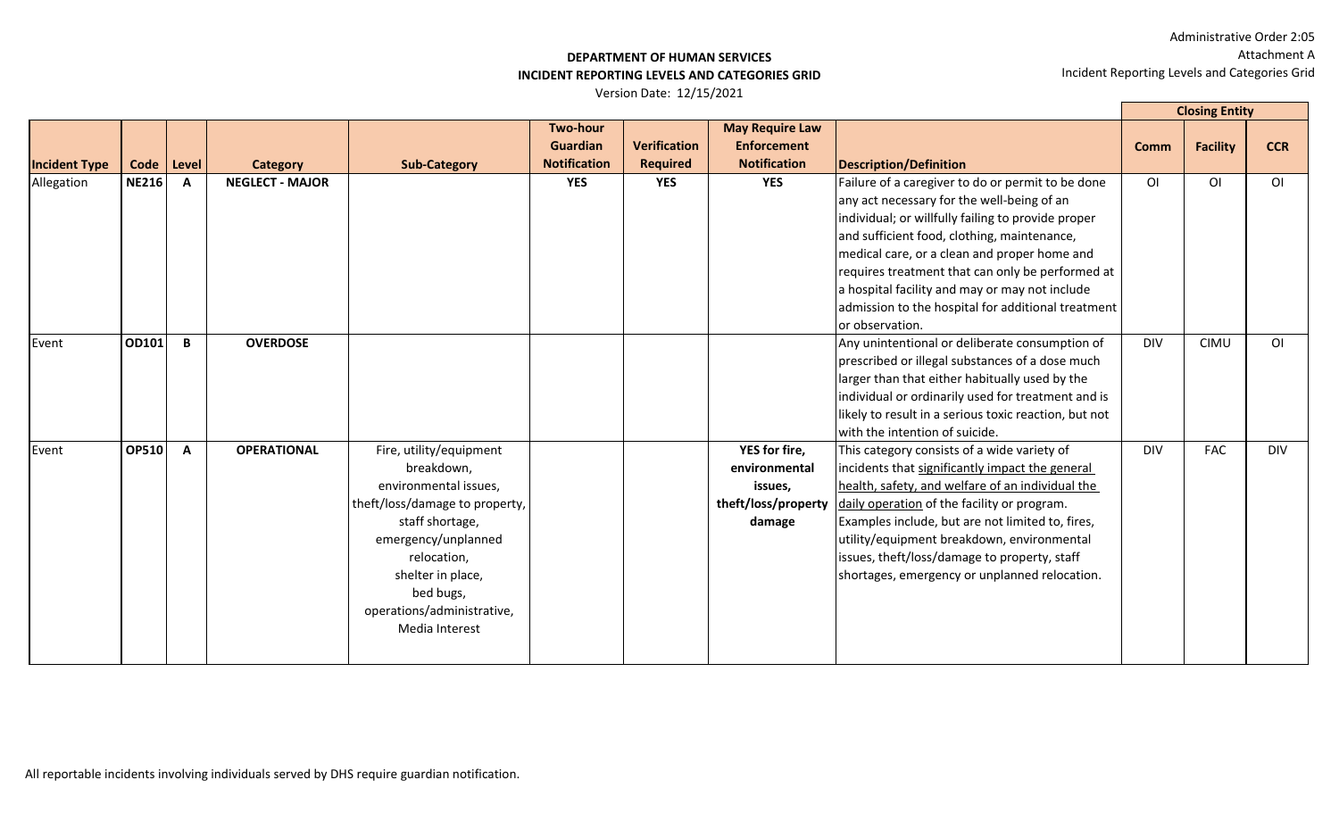**DEPARTMENT OF HUMAN SERVICES**
**INCIDENT REPORTING LEVELS AND CATEGORIES GRID**
Version Date: 12/15/2021

Administrative Order 2:05
Attachment A
Incident Reporting Levels and Categories Grid

| Incident Type | Code | Level | Category | Sub-Category | Two-hour Guardian Notification | Verification Required | May Require Law Enforcement Notification | Description/Definition | Closing Entity | | |
|---|---|---|---|---|---|---|---|---|---|---|---|
| | | | | | | | | | Comm | Facility | CCR |
| Allegation | **NE216** | **A** | **NEGLECT - MAJOR** | | **YES** | **YES** | **YES** | Failure of a caregiver to do or permit to be done any act necessary for the well-being of an individual; or willfully failing to provide proper and sufficient food, clothing, maintenance, medical care, or a clean and proper home and requires treatment that can only be performed at a hospital facility and may or may not include admission to the hospital for additional treatment or observation. | OI | OI | OI |
| Event | **OD101** | **B** | **OVERDOSE** | | | | | Any unintentional or deliberate consumption of prescribed or illegal substances of a dose much larger than that either habitually used by the individual or ordinarily used for treatment and is likely to result in a serious toxic reaction, but not with the intention of suicide. | DIV | CIMU | OI |
| Event | **OP510** | **A** | **OPERATIONAL** | Fire, utility/equipment breakdown, environmental issues, theft/loss/damage to property, staff shortage, emergency/unplanned relocation, shelter in place, bed bugs, operations/administrative, Media Interest | | | **YES for fire, environmental issues, theft/loss/property damage** | This category consists of a wide variety of incidents that significantly impact the general health, safety, and welfare of an individual the daily operation of the facility or program. Examples include, but are not limited to, fires, utility/equipment breakdown, environmental issues, theft/loss/damage to property, staff shortages, emergency or unplanned relocation. | DIV | FAC | DIV |

All reportable incidents involving individuals served by DHS require guardian notification.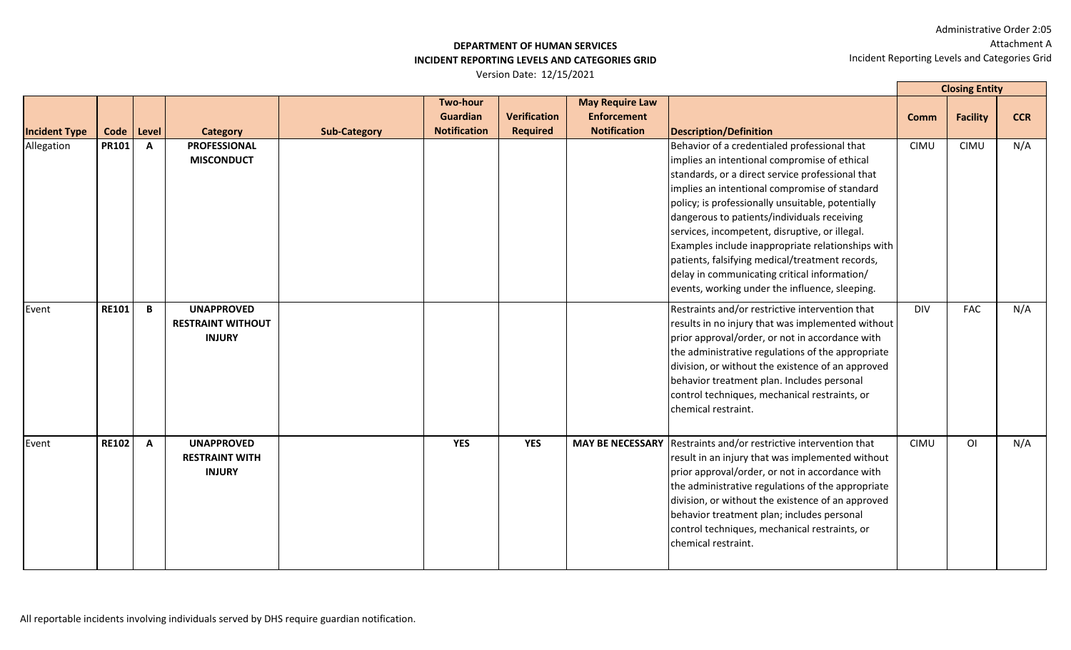Administrative Order 2:05
Attachment A
Incident Reporting Levels and Categories Grid

**DEPARTMENT OF HUMAN SERVICES**
**INCIDENT REPORTING LEVELS AND CATEGORIES GRID**
Version Date: 12/15/2021

| Incident Type | Code | Level | Category | Sub-Category | Two-hour Guardian Notification | Verification Required | May Require Law Enforcement Notification | Description/Definition | Closing Entity | | |
|---|---|---|---|---|---|---|---|---|---|---|---|
| | | | | | | | | | Comm | Facility | CCR |
| Allegation | PR101 | A | PROFESSIONAL MISCONDUCT | | | | | Behavior of a credentialed professional that implies an intentional compromise of ethical standards, or a direct service professional that implies an intentional compromise of standard policy; is professionally unsuitable, potentially dangerous to patients/individuals receiving services, incompetent, disruptive, or illegal. Examples include inappropriate relationships with patients, falsifying medical/treatment records, delay in communicating critical information/ events, working under the influence, sleeping. | CIMU | CIMU | N/A |
| Event | RE101 | B | UNAPPROVED RESTRAINT WITHOUT INJURY | | | | | Restraints and/or restrictive intervention that results in no injury that was implemented without prior approval/order, or not in accordance with the administrative regulations of the appropriate division, or without the existence of an approved behavior treatment plan. Includes personal control techniques, mechanical restraints, or chemical restraint. | DIV | FAC | N/A |
| Event | RE102 | A | UNAPPROVED RESTRAINT WITH INJURY | | YES | YES | MAY BE NECESSARY | Restraints and/or restrictive intervention that result in an injury that was implemented without prior approval/order, or not in accordance with the administrative regulations of the appropriate division, or without the existence of an approved behavior treatment plan; includes personal control techniques, mechanical restraints, or chemical restraint. | CIMU | OI | N/A |

All reportable incidents involving individuals served by DHS require guardian notification.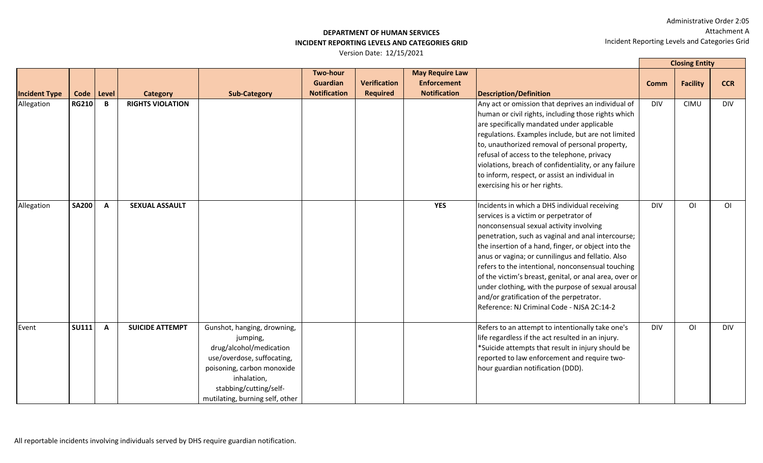Administrative Order 2:05
Attachment A
Incident Reporting Levels and Categories Grid

**DEPARTMENT OF HUMAN SERVICES**
**INCIDENT REPORTING LEVELS AND CATEGORIES GRID**
Version Date: 12/15/2021

| Incident Type | Code | Level | Category | Sub-Category | Two-hour Guardian Notification | Verification Required | May Require Law Enforcement Notification | Description/Definition | Closing Entity | | |
|---|---|---|---|---|---|---|---|---|---|---|---|
| | | | | | | | | | Comm | Facility | CCR |
| Allegation | **RG210** | **B** | **RIGHTS VIOLATION** | | | | | Any act or omission that deprives an individual of human or civil rights, including those rights which are specifically mandated under applicable regulations. Examples include, but are not limited to, unauthorized removal of personal property, refusal of access to the telephone, privacy violations, breach of confidentiality, or any failure to inform, respect, or assist an individual in exercising his or her rights. | DIV | CIMU | DIV |
| Allegation | **SA200** | **A** | **SEXUAL ASSAULT** | | | | **YES** | Incidents in which a DHS individual receiving services is a victim or perpetrator of nonconsensual sexual activity involving penetration, such as vaginal and anal intercourse; the insertion of a hand, finger, or object into the anus or vagina; or cunnilingus and fellatio. Also refers to the intentional, nonconsensual touching of the victim's breast, genital, or anal area, over or under clothing, with the purpose of sexual arousal and/or gratification of the perpetrator. Reference: NJ Criminal Code - NJSA 2C:14-2 | DIV | OI | OI |
| Event | **SU111** | **A** | **SUICIDE ATTEMPT** | Gunshot, hanging, drowning, jumping, drug/alcohol/medication use/overdose, suffocating, poisoning, carbon monoxide inhalation, stabbing/cutting/self-mutilating, burning self, other | | | | Refers to an attempt to intentionally take one's life regardless if the act resulted in an injury. *Suicide attempts that result in injury should be reported to law enforcement and require two-hour guardian notification (DDD). | DIV | OI | DIV |

All reportable incidents involving individuals served by DHS require guardian notification.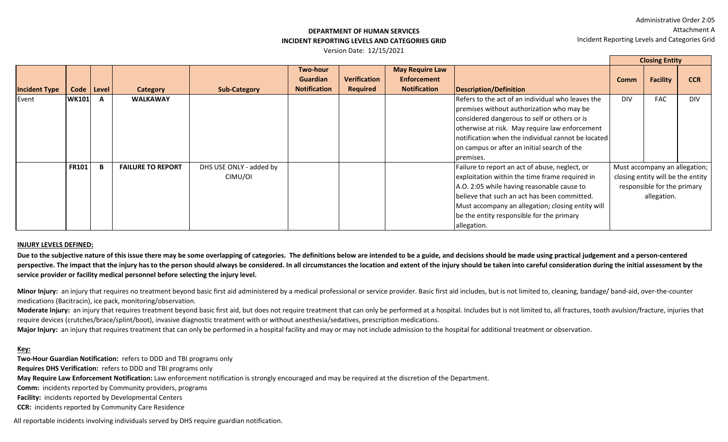Administrative Order 2:05
Attachment A
Incident Reporting Levels and Categories Grid

**DEPARTMENT OF HUMAN SERVICES**
**INCIDENT REPORTING LEVELS AND CATEGORIES GRID**
Version Date: 12/15/2021

| Incident Type | Code | Level | Category | Sub-Category | Two-hour Guardian Notification | Verification Required | May Require Law Enforcement Notification | Description/Definition | Closing Entity | | |
|---|---|---|---|---|---|---|---|---|---|---|---|
| | | | | | | | | | Comm | Facility | CCR |
| Event | WK101 | A | WALKAWAY | | | | | Refers to the act of an individual who leaves the premises without authorization who may be considered dangerous to self or others or is otherwise at risk. May require law enforcement notification when the individual cannot be located on campus or after an initial search of the premises. | DIV | FAC | DIV |
| | FR101 | B | FAILURE TO REPORT | DHS USE ONLY - added by CIMU/OI | | | | Failure to report an act of abuse, neglect, or exploitation within the time frame required in A.O. 2:05 while having reasonable cause to believe that such an act has been committed. Must accompany an allegation; closing entity will be the entity responsible for the primary allegation. | Must accompany an allegation; closing entity will be the entity responsible for the primary allegation. | | |

**INJURY LEVELS DEFINED:**

**Due to the subjective nature of this issue there may be some overlapping of categories. The definitions below are intended to be a guide, and decisions should be made using practical judgement and a person-centered perspective. The impact that the injury has to the person should always be considered. In all circumstances the location and extent of the injury should be taken into careful consideration during the initial assessment by the service provider or facility medical personnel before selecting the injury level.**

**Minor Injury:** an injury that requires no treatment beyond basic first aid administered by a medical professional or service provider. Basic first aid includes, but is not limited to, cleaning, bandage/ band-aid, over-the-counter medications (Bacitracin), ice pack, monitoring/observation.

**Moderate Injury:** an injury that requires treatment beyond basic first aid, but does not require treatment that can only be performed at a hospital. Includes but is not limited to, all fractures, tooth avulsion/fracture, injuries that require devices (crutches/brace/splint/boot), invasive diagnostic treatment with or without anesthesia/sedatives, prescription medications.

**Major Injury:** an injury that requires treatment that can only be performed in a hospital facility and may or may not include admission to the hospital for additional treatment or observation.

**Key:**

**Two-Hour Guardian Notification:** refers to DDD and TBI programs only
**Requires DHS Verification:** refers to DDD and TBI programs only
**May Require Law Enforcement Notification:** Law enforcement notification is strongly encouraged and may be required at the discretion of the Department.
**Comm:** incidents reported by Community providers, programs
**Facility:** incidents reported by Developmental Centers
**CCR:** incidents reported by Community Care Residence

All reportable incidents involving individuals served by DHS require guardian notification.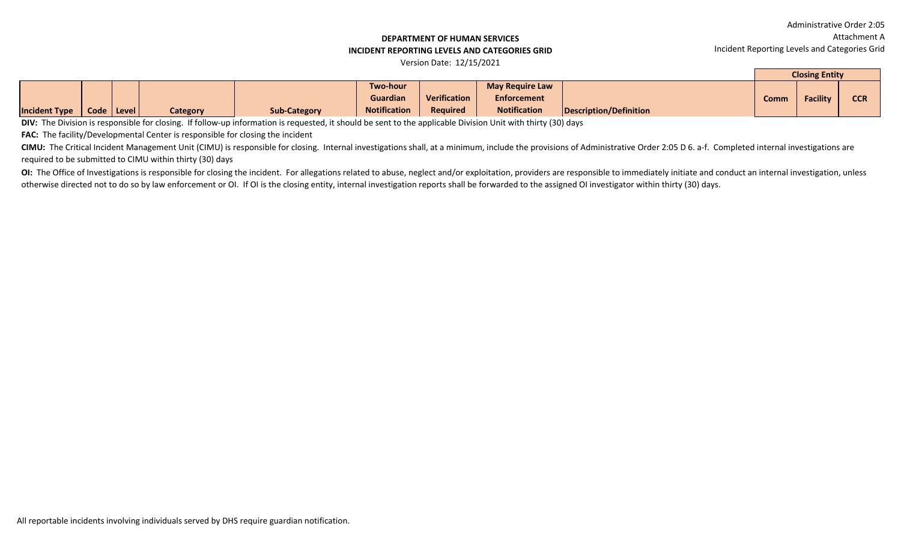Administrative Order 2:05
Attachment A
Incident Reporting Levels and Categories Grid

**DEPARTMENT OF HUMAN SERVICES**
**INCIDENT REPORTING LEVELS AND CATEGORIES GRID**
Version Date: 12/15/2021

| Incident Type | Code | Level | Category | Sub-Category | Two-hour Guardian Notification | Verification Required | May Require Law Enforcement Notification | Description/Definition | Closing Entity | | |
|---|---|---|---|---|---|---|---|---|---|---|---|
| | | | | | | | | | Comm | Facility | CCR |

**DIV:** The Division is responsible for closing. If follow-up information is requested, it should be sent to the applicable Division Unit with thirty (30) days

**FAC:** The facility/Developmental Center is responsible for closing the incident

**CIMU:** The Critical Incident Management Unit (CIMU) is responsible for closing. Internal investigations shall, at a minimum, include the provisions of Administrative Order 2:05 D 6. a-f. Completed internal investigations are required to be submitted to CIMU within thirty (30) days

**OI:** The Office of Investigations is responsible for closing the incident. For allegations related to abuse, neglect and/or exploitation, providers are responsible to immediately initiate and conduct an internal investigation, unless otherwise directed not to do so by law enforcement or OI. If OI is the closing entity, internal investigation reports shall be forwarded to the assigned OI investigator within thirty (30) days.

All reportable incidents involving individuals served by DHS require guardian notification.